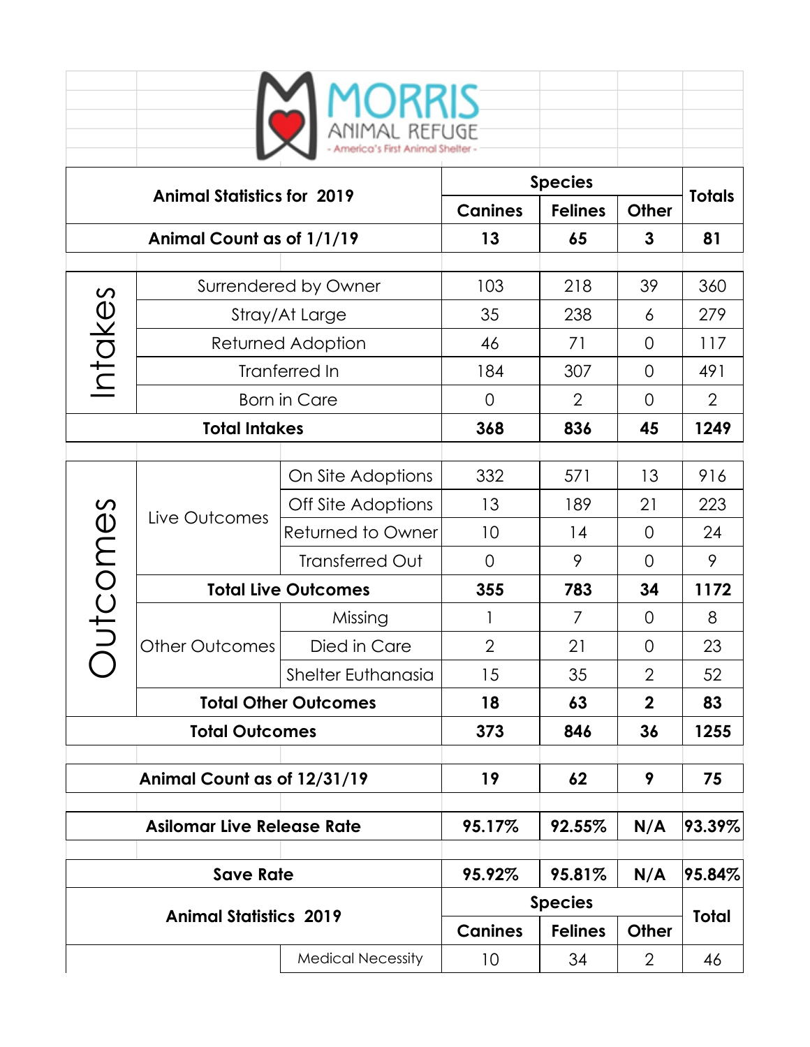# MORRIS ANIMAL REFUGE

- America's First Animal Shelter -

| Animal Statistics for 2019 | | | Species | | | Totals |
|---|---|---|---|---|---|---|
| | | | Canines | Felines | Other | |
| **Animal Count as of 1/1/19** | | | **13** | **65** | **3** | **81** |
| Intakes | Surrendered by Owner | | 103 | 218 | 39 | 360 |
| | Stray/At Large | | 35 | 238 | 6 | 279 |
| | Returned Adoption | | 46 | 71 | 0 | 117 |
| | Tranferred In | | 184 | 307 | 0 | 491 |
| | Born in Care | | 0 | 2 | 0 | 2 |
| **Total Intakes** | | | **368** | **836** | **45** | **1249** |
| Outcomes | Live Outcomes | On Site Adoptions | 332 | 571 | 13 | 916 |
| | | Off Site Adoptions | 13 | 189 | 21 | 223 |
| | | Returned to Owner | 10 | 14 | 0 | 24 |
| | | Transferred Out | 0 | 9 | 0 | 9 |
| | **Total Live Outcomes** | | **355** | **783** | **34** | **1172** |
| | Other Outcomes | Missing | 1 | 7 | 0 | 8 |
| | | Died in Care | 2 | 21 | 0 | 23 |
| | | Shelter Euthanasia | 15 | 35 | 2 | 52 |
| | **Total Other Outcomes** | | **18** | **63** | **2** | **83** |
| **Total Outcomes** | | | **373** | **846** | **36** | **1255** |
| **Animal Count as of 12/31/19** | | | **19** | **62** | **9** | **75** |
| **Asilomar Live Release Rate** | | | **95.17%** | **92.55%** | **N/A** | **93.39%** |
| **Save Rate** | | | **95.92%** | **95.81%** | **N/A** | **95.84%** |

| Animal Statistics 2019 | | Species | | | Total |
|---|---|---|---|---|---|
| | | Canines | Felines | Other | |
| | Medical Necessity | 10 | 34 | 2 | 46 |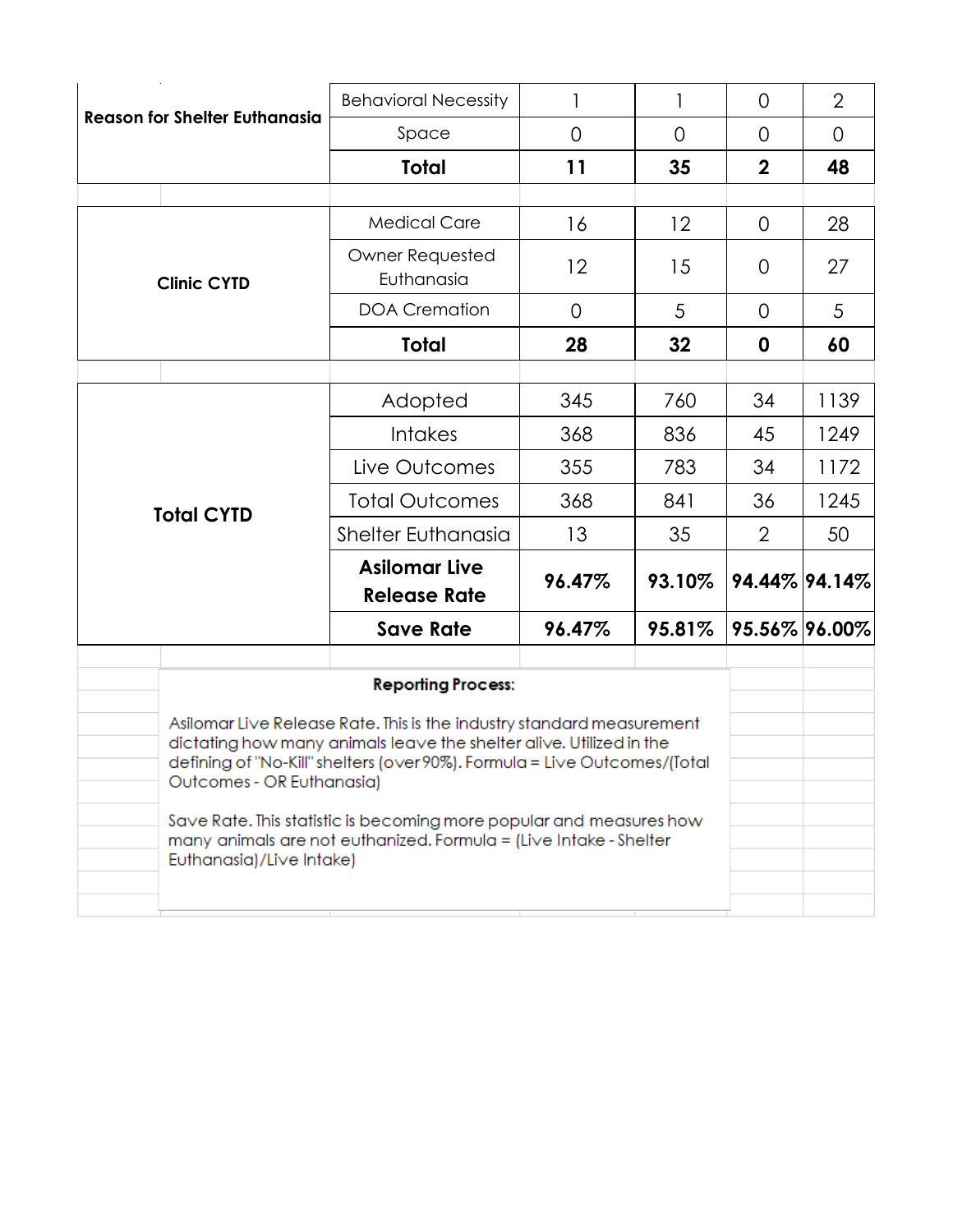| | | | | | |
|---|---|---|---|---|---|
| **Reason for Shelter Euthanasia** | Behavioral Necessity | 1 | 1 | 0 | 2 |
| | Space | 0 | 0 | 0 | 0 |
| | **Total** | **11** | **35** | **2** | **48** |
| | | | | | |
| **Clinic CYTD** | Medical Care | 16 | 12 | 0 | 28 |
| | Owner Requested Euthanasia | 12 | 15 | 0 | 27 |
| | DOA Cremation | 0 | 5 | 0 | 5 |
| | **Total** | **28** | **32** | **0** | **60** |
| | | | | | |
| **Total CYTD** | Adopted | 345 | 760 | 34 | 1139 |
| | Intakes | 368 | 836 | 45 | 1249 |
| | Live Outcomes | 355 | 783 | 34 | 1172 |
| | Total Outcomes | 368 | 841 | 36 | 1245 |
| | Shelter Euthanasia | 13 | 35 | 2 | 50 |
| | **Asilomar Live Release Rate** | **96.47%** | **93.10%** | **94.44%** | **94.14%** |
| | **Save Rate** | **96.47%** | **95.81%** | **95.56%** | **96.00%** |

**Reporting Process:**

Asilomar Live Release Rate. This is the industry standard measurement dictating how many animals leave the shelter alive. Utilized in the defining of "No-Kill" shelters (over 90%). Formula = Live Outcomes/(Total Outcomes - OR Euthanasia)

Save Rate. This statistic is becoming more popular and measures how many animals are not euthanized. Formula = (Live Intake - Shelter Euthanasia)/Live Intake)